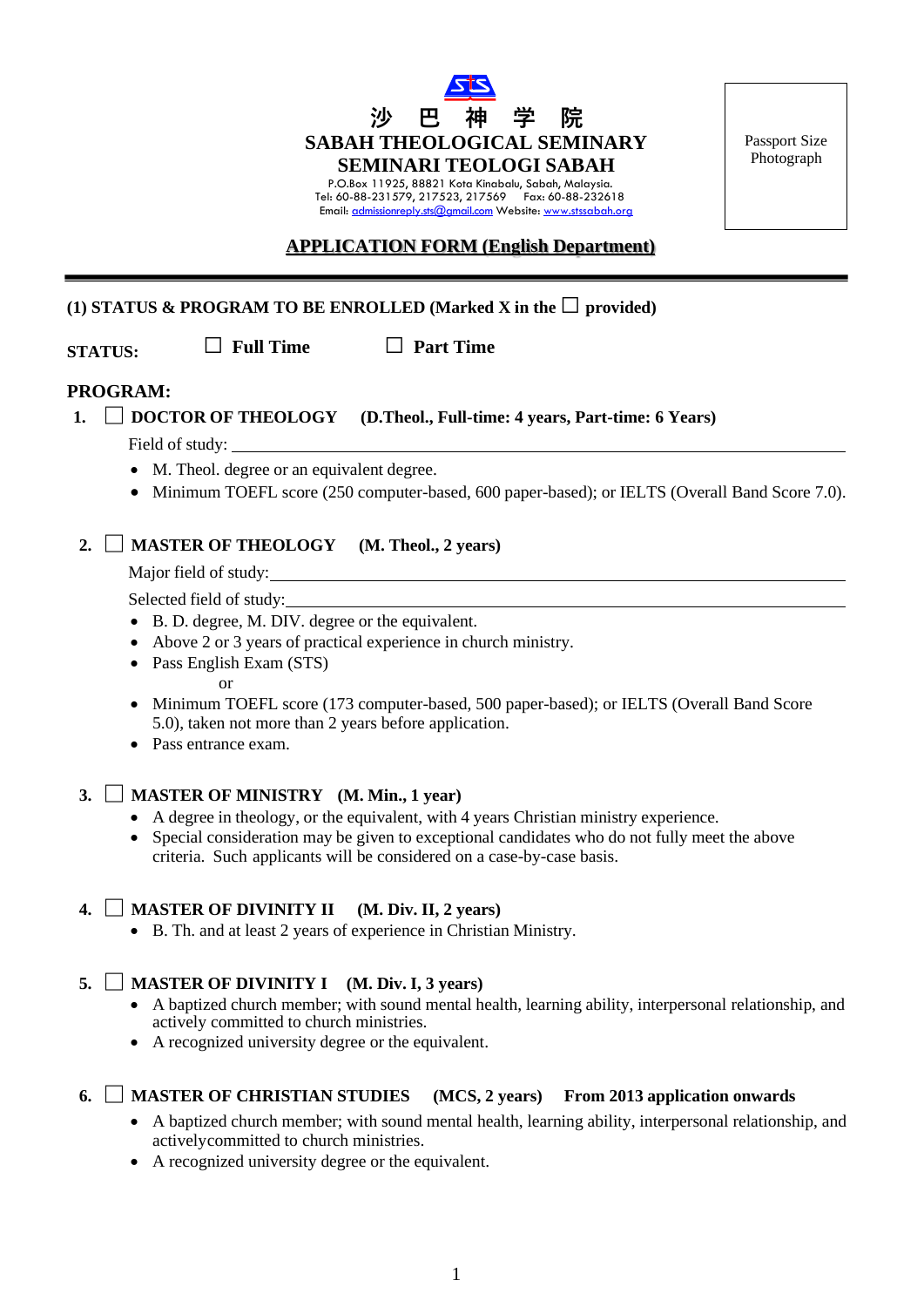# 沙 巴 神 学 院

# SABAH THEOLOGICAL SEMINARY

# SEMINARI TEOLOGI SABAH

P.O.Box 11925, 88821 Kota Kinabalu, Sabah, Malaysia.
Tel: 60-88-231579, 217523, 217569 Fax: 60-88-232618
Email: admissionreply.sts@gmail.com Website: www.stssabah.org

Passport Size Photograph

## APPLICATION FORM (English Department)

---

**(1) STATUS & PROGRAM TO BE ENROLLED (Marked X in the ☐ provided)**

**STATUS:** ☐ **Full Time** ☐ **Part Time**

**PROGRAM:**

1. ☐ **DOCTOR OF THEOLOGY (D.Theol., Full-time: 4 years, Part-time: 6 Years)**

   Field of study: ______________________________

   - M. Theol. degree or an equivalent degree.
   - Minimum TOEFL score (250 computer-based, 600 paper-based); or IELTS (Overall Band Score 7.0).

2. ☐ **MASTER OF THEOLOGY (M. Theol., 2 years)**

   Major field of study: ______________________________

   Selected field of study: ______________________________

   - B. D. degree, M. DIV. degree or the equivalent.
   - Above 2 or 3 years of practical experience in church ministry.
   - Pass English Exam (STS)

     or
   - Minimum TOEFL score (173 computer-based, 500 paper-based); or IELTS (Overall Band Score 5.0), taken not more than 2 years before application.
   - Pass entrance exam.

3. ☐ **MASTER OF MINISTRY (M. Min., 1 year)**
   - A degree in theology, or the equivalent, with 4 years Christian ministry experience.
   - Special consideration may be given to exceptional candidates who do not fully meet the above criteria. Such applicants will be considered on a case-by-case basis.

4. ☐ **MASTER OF DIVINITY II (M. Div. II, 2 years)**
   - B. Th. and at least 2 years of experience in Christian Ministry.

5. ☐ **MASTER OF DIVINITY I (M. Div. I, 3 years)**
   - A baptized church member; with sound mental health, learning ability, interpersonal relationship, and actively committed to church ministries.
   - A recognized university degree or the equivalent.

6. ☐ **MASTER OF CHRISTIAN STUDIES (MCS, 2 years) From 2013 application onwards**
   - A baptized church member; with sound mental health, learning ability, interpersonal relationship, and activelycommitted to church ministries.
   - A recognized university degree or the equivalent.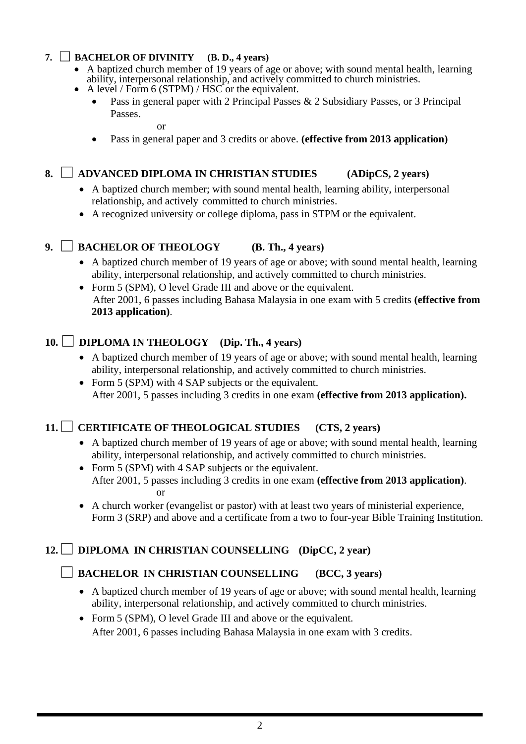**7. ☐ BACHELOR OF DIVINITY (B. D., 4 years)**

- A baptized church member of 19 years of age or above; with sound mental health, learning ability, interpersonal relationship, and actively committed to church ministries.
- A level / Form 6 (STPM) / HSC or the equivalent.
  - Pass in general paper with 2 Principal Passes & 2 Subsidiary Passes, or 3 Principal Passes.

    or

  - Pass in general paper and 3 credits or above. **(effective from 2013 application)**

**8. ☐ ADVANCED DIPLOMA IN CHRISTIAN STUDIES (ADipCS, 2 years)**

- A baptized church member; with sound mental health, learning ability, interpersonal relationship, and actively committed to church ministries.
- A recognized university or college diploma, pass in STPM or the equivalent.

**9. ☐ BACHELOR OF THEOLOGY (B. Th., 4 years)**

- A baptized church member of 19 years of age or above; with sound mental health, learning ability, interpersonal relationship, and actively committed to church ministries.
- Form 5 (SPM), O level Grade III and above or the equivalent.
  After 2001, 6 passes including Bahasa Malaysia in one exam with 5 credits **(effective from 2013 application)**.

**10. ☐ DIPLOMA IN THEOLOGY (Dip. Th., 4 years)**

- A baptized church member of 19 years of age or above; with sound mental health, learning ability, interpersonal relationship, and actively committed to church ministries.
- Form 5 (SPM) with 4 SAP subjects or the equivalent.
  After 2001, 5 passes including 3 credits in one exam **(effective from 2013 application).**

**11. ☐ CERTIFICATE OF THEOLOGICAL STUDIES (CTS, 2 years)**

- A baptized church member of 19 years of age or above; with sound mental health, learning ability, interpersonal relationship, and actively committed to church ministries.
- Form 5 (SPM) with 4 SAP subjects or the equivalent.
  After 2001, 5 passes including 3 credits in one exam **(effective from 2013 application)**.

  or

- A church worker (evangelist or pastor) with at least two years of ministerial experience, Form 3 (SRP) and above and a certificate from a two to four-year Bible Training Institution.

**12. ☐ DIPLOMA IN CHRISTIAN COUNSELLING (DipCC, 2 year)**

**☐ BACHELOR IN CHRISTIAN COUNSELLING (BCC, 3 years)**

- A baptized church member of 19 years of age or above; with sound mental health, learning ability, interpersonal relationship, and actively committed to church ministries.
- Form 5 (SPM), O level Grade III and above or the equivalent.
  After 2001, 6 passes including Bahasa Malaysia in one exam with 3 credits.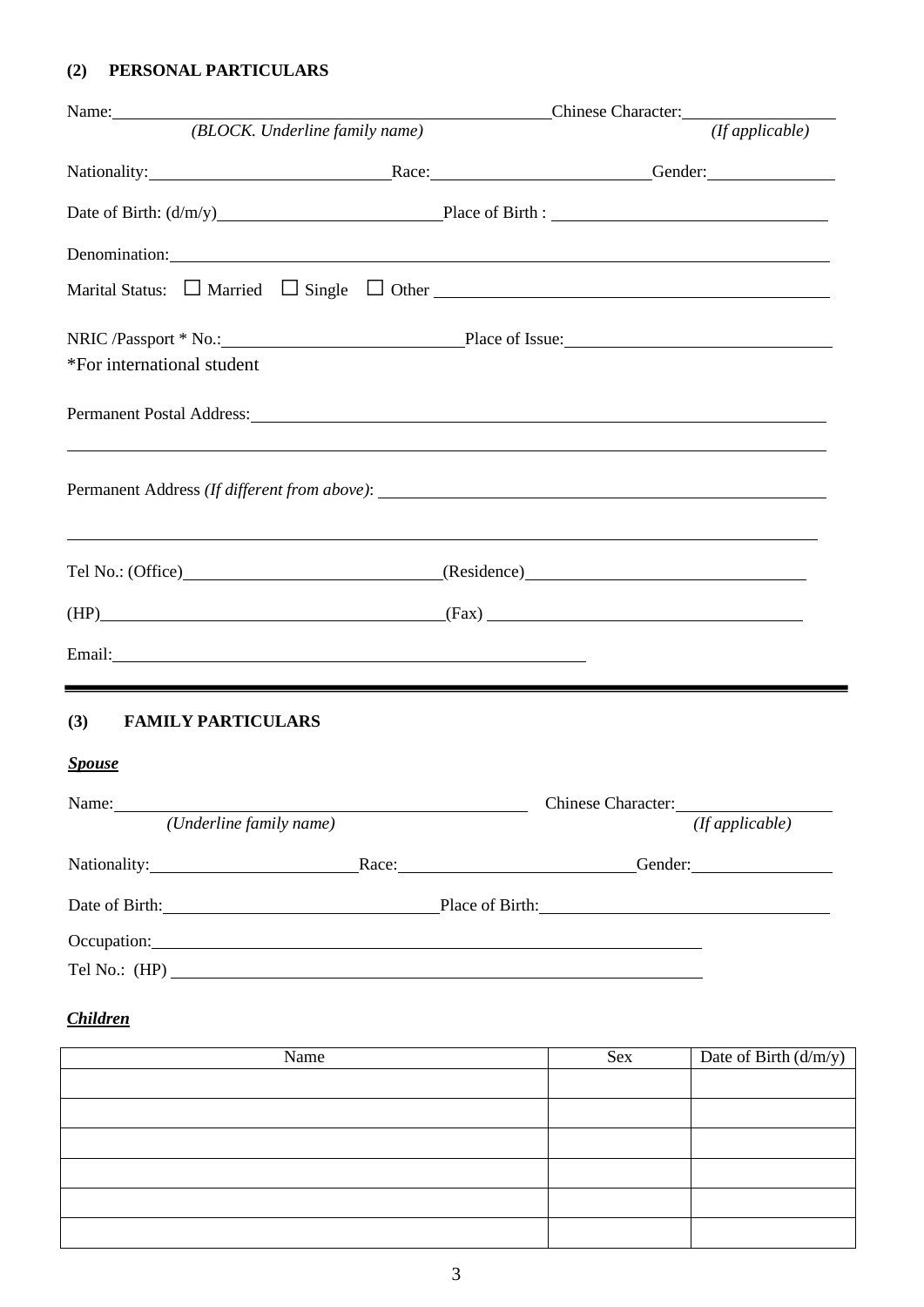## (2) PERSONAL PARTICULARS

Name: ______________________________ Chinese Character: ______________
*(BLOCK. Underline family name)* *(If applicable)*

Nationality: ______________ Race: ______________ Gender: ______________

Date of Birth: (d/m/y) ______________ Place of Birth : ______________

Denomination: ______________________________

Marital Status: ☐ Married ☐ Single ☐ Other ______________________________

NRIC /Passport * No.: ______________ Place of Issue: ______________
*For international student

Permanent Postal Address: ______________________________

______________________________

Permanent Address *(If different from above)*: ______________________________

______________________________

Tel No.: (Office) ______________ (Residence) ______________

(HP) ______________ (Fax) ______________

Email: ______________________________

---

## (3) FAMILY PARTICULARS

***Spouse***

Name: ______________________________ Chinese Character: ______________
*(Underline family name)* *(If applicable)*

Nationality: ______________ Race: ______________ Gender: ______________

Date of Birth: ______________ Place of Birth: ______________

Occupation: ______________________________

Tel No.: (HP) ______________________________

***Children***

| Name | Sex | Date of Birth (d/m/y) |
|---|---|---|
| | | |
| | | |
| | | |
| | | |
| | | |
| | | |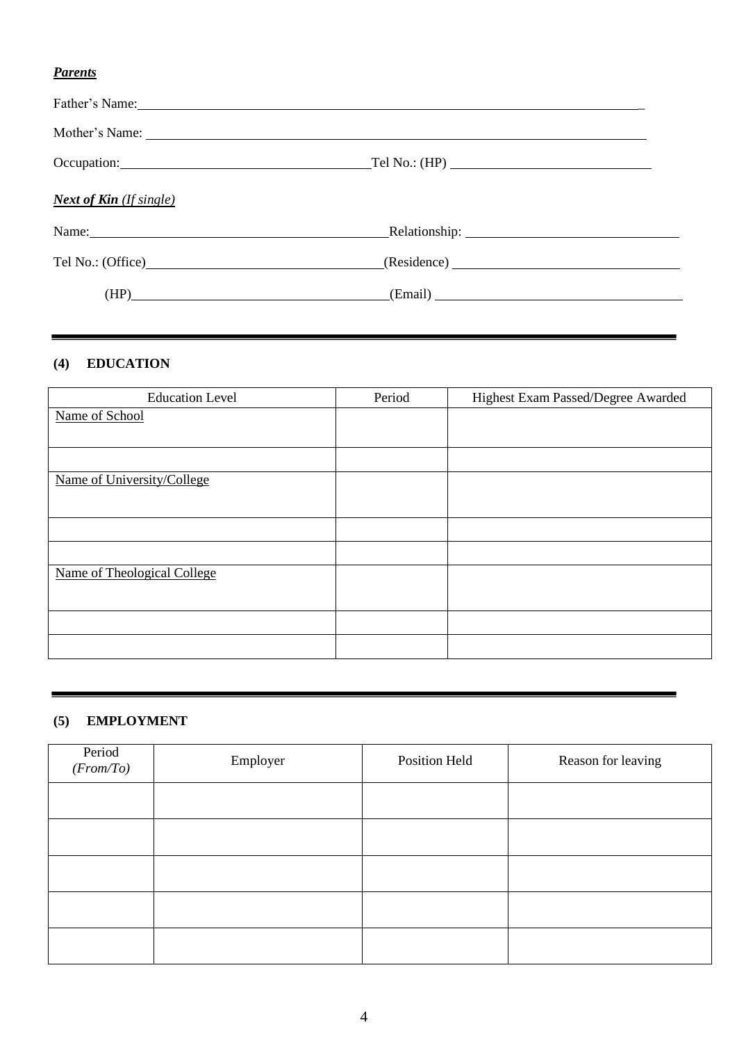***Parents***

Father's Name:\_\_\_\_\_\_\_\_\_\_\_\_\_\_\_\_\_\_\_\_\_\_\_\_\_\_\_\_\_\_\_\_\_\_\_\_\_\_\_\_\_\_\_\_\_\_\_\_\_\_\_\_\_\_\_\_\_\_\_\_\_\_\_\_\_\_

Mother's Name: \_\_\_\_\_\_\_\_\_\_\_\_\_\_\_\_\_\_\_\_\_\_\_\_\_\_\_\_\_\_\_\_\_\_\_\_\_\_\_\_\_\_\_\_\_\_\_\_\_\_\_\_\_\_\_\_\_\_\_\_\_\_\_\_\_

Occupation:\_\_\_\_\_\_\_\_\_\_\_\_\_\_\_\_\_\_\_\_\_\_\_\_\_\_\_\_\_\_\_\_\_\_Tel No.: (HP) \_\_\_\_\_\_\_\_\_\_\_\_\_\_\_\_\_\_\_\_\_\_\_\_\_\_\_\_

***Next of Kin** (If single)*

Name:\_\_\_\_\_\_\_\_\_\_\_\_\_\_\_\_\_\_\_\_\_\_\_\_\_\_\_\_\_\_\_\_\_\_\_\_\_\_\_\_\_\_Relationship: \_\_\_\_\_\_\_\_\_\_\_\_\_\_\_\_\_\_\_\_\_\_\_\_\_\_\_\_\_

Tel No.: (Office)\_\_\_\_\_\_\_\_\_\_\_\_\_\_\_\_\_\_\_\_\_\_\_\_\_\_\_\_\_\_\_(Residence) \_\_\_\_\_\_\_\_\_\_\_\_\_\_\_\_\_\_\_\_\_\_\_\_\_\_\_\_\_\_\_

(HP)\_\_\_\_\_\_\_\_\_\_\_\_\_\_\_\_\_\_\_\_\_\_\_\_\_\_\_\_\_\_\_\_\_\_\_(Email) \_\_\_\_\_\_\_\_\_\_\_\_\_\_\_\_\_\_\_\_\_\_\_\_\_\_\_\_\_\_\_\_\_\_

---

## (4) EDUCATION

| Education Level | Period | Highest Exam Passed/Degree Awarded |
|---|---|---|
| Name of School | | |
| | | |
| Name of University/College | | |
| | | |
| | | |
| Name of Theological College | | |
| | | |
| | | |

---

## (5) EMPLOYMENT

| Period *(From/To)* | Employer | Position Held | Reason for leaving |
|---|---|---|---|
| | | | |
| | | | |
| | | | |
| | | | |
| | | | |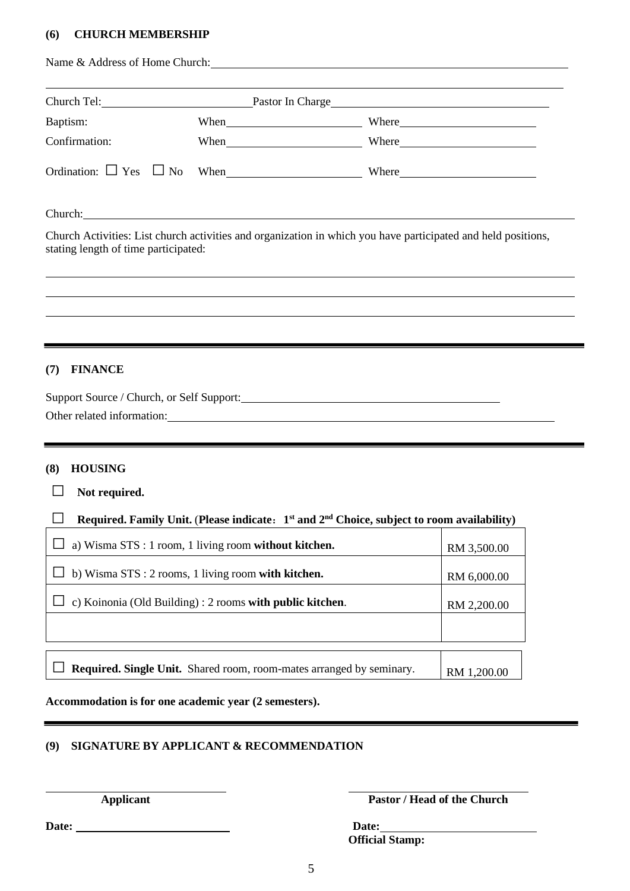### (6) CHURCH MEMBERSHIP

Name & Address of Home Church: ______________________________

______________________________

Church Tel: ______________ Pastor In Charge ______________

Baptism: When ______________ Where ______________

Confirmation: When ______________ Where ______________

Ordination: ☐ Yes ☐ No When ______________ Where ______________

Church: ______________________________

Church Activities: List church activities and organization in which you have participated and held positions, stating length of time participated:

______________________________

______________________________

______________________________

---

### (7) FINANCE

Support Source / Church, or Self Support: ______________________________

Other related information: ______________________________

---

### (8) HOUSING

☐ **Not required.**

☐ **Required. Family Unit.** (**Please indicate：1st and 2nd Choice, subject to room availability)**

| | |
|---|---|
| ☐ a) Wisma STS : 1 room, 1 living room **without kitchen.** | RM 3,500.00 |
| ☐ b) Wisma STS : 2 rooms, 1 living room **with kitchen.** | RM 6,000.00 |
| ☐ c) Koinonia (Old Building) : 2 rooms **with public kitchen**. | RM 2,200.00 |
| | |

| | |
|---|---|
| ☐ **Required. Single Unit.** Shared room, room-mates arranged by seminary. | RM 1,200.00 |

**Accommodation is for one academic year (2 semesters).**

---

### (9) SIGNATURE BY APPLICANT & RECOMMENDATION

______________________________ **Applicant**

**Date:** ______________

______________________________ **Pastor / Head of the Church**

**Date:** ______________

**Official Stamp:**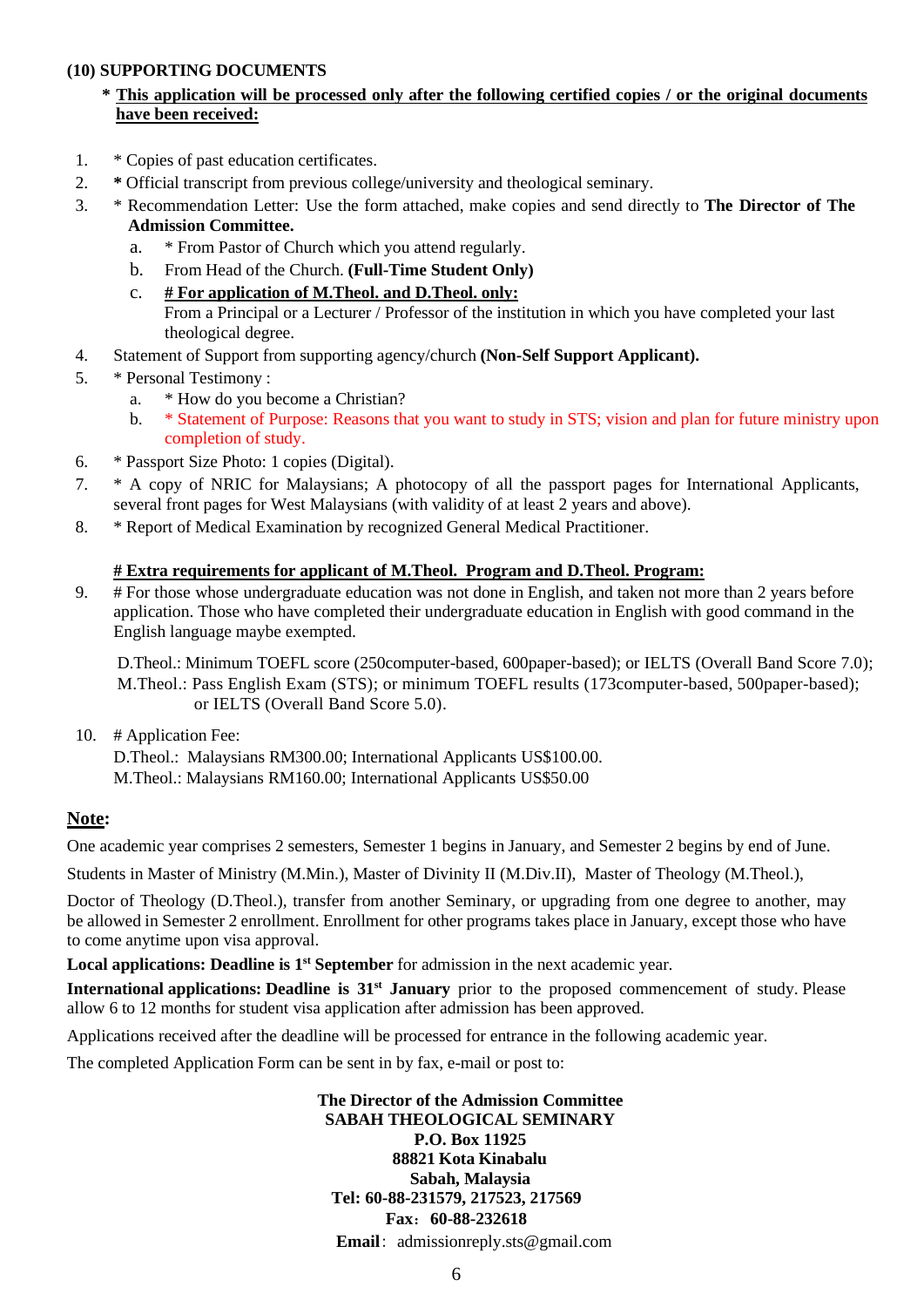### (10) SUPPORTING DOCUMENTS

**\* This application will be processed only after the following certified copies / or the original documents have been received:**

1. \* Copies of past education certificates.
2. **\*** Official transcript from previous college/university and theological seminary.
3. \* Recommendation Letter: Use the form attached, make copies and send directly to **The Director of The Admission Committee.**
   a. \* From Pastor of Church which you attend regularly.
   b. From Head of the Church. **(Full-Time Student Only)**
   c. **# For application of M.Theol. and D.Theol. only:**
   From a Principal or a Lecturer / Professor of the institution in which you have completed your last theological degree.
4. Statement of Support from supporting agency/church **(Non-Self Support Applicant).**
5. \* Personal Testimony :
   a. \* How do you become a Christian?
   b. \* Statement of Purpose: Reasons that you want to study in STS; vision and plan for future ministry upon completion of study.
6. \* Passport Size Photo: 1 copies (Digital).
7. \* A copy of NRIC for Malaysians; A photocopy of all the passport pages for International Applicants, several front pages for West Malaysians (with validity of at least 2 years and above).
8. \* Report of Medical Examination by recognized General Medical Practitioner.

**# Extra requirements for applicant of M.Theol. Program and D.Theol. Program:**

9. # For those whose undergraduate education was not done in English, and taken not more than 2 years before application. Those who have completed their undergraduate education in English with good command in the English language maybe exempted.

   D.Theol.: Minimum TOEFL score (250computer-based, 600paper-based); or IELTS (Overall Band Score 7.0);
   M.Theol.: Pass English Exam (STS); or minimum TOEFL results (173computer-based, 500paper-based); or IELTS (Overall Band Score 5.0).

10. # Application Fee:
    D.Theol.: Malaysians RM300.00; International Applicants US$100.00.
    M.Theol.: Malaysians RM160.00; International Applicants US$50.00

**Note:**

One academic year comprises 2 semesters, Semester 1 begins in January, and Semester 2 begins by end of June.

Students in Master of Ministry (M.Min.), Master of Divinity II (M.Div.II), Master of Theology (M.Theol.),

Doctor of Theology (D.Theol.), transfer from another Seminary, or upgrading from one degree to another, may be allowed in Semester 2 enrollment. Enrollment for other programs takes place in January, except those who have to come anytime upon visa approval.

**Local applications: Deadline is 1st September** for admission in the next academic year.

**International applications: Deadline is 31st January** prior to the proposed commencement of study. Please allow 6 to 12 months for student visa application after admission has been approved.

Applications received after the deadline will be processed for entrance in the following academic year.

The completed Application Form can be sent in by fax, e-mail or post to:

**The Director of the Admission Committee**
**SABAH THEOLOGICAL SEMINARY**
**P.O. Box 11925**
**88821 Kota Kinabalu**
**Sabah, Malaysia**
**Tel: 60-88-231579, 217523, 217569**
**Fax：60-88-232618**
**Email**：admissionreply.sts@gmail.com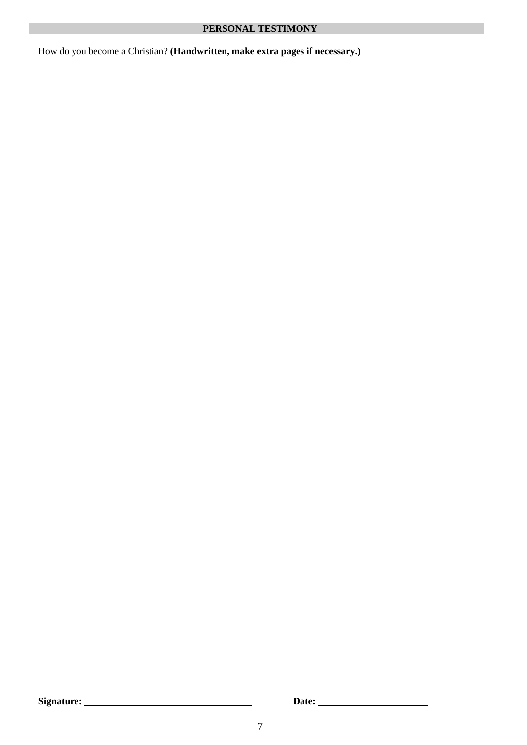## PERSONAL TESTIMONY

How do you become a Christian? **(Handwritten, make extra pages if necessary.)**

**Signature:** ______________________________ **Date:** ____________________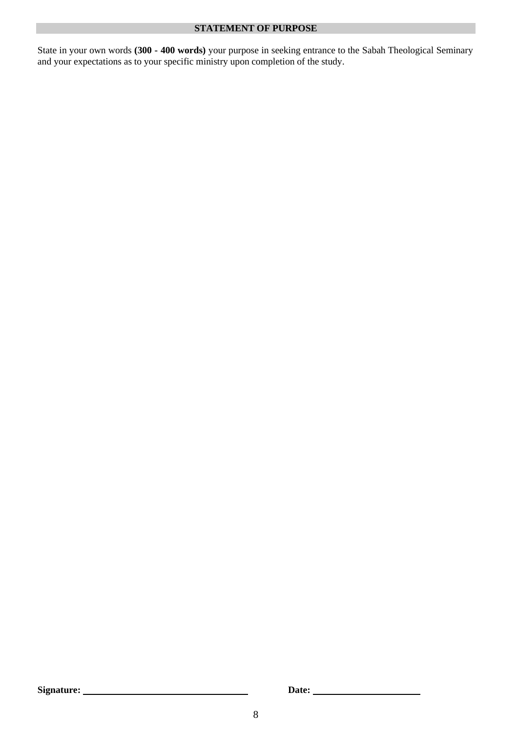## STATEMENT OF PURPOSE

State in your own words **(300 - 400 words)** your purpose in seeking entrance to the Sabah Theological Seminary and your expectations as to your specific ministry upon completion of the study.

**Signature:** ______________________________ **Date:** ____________________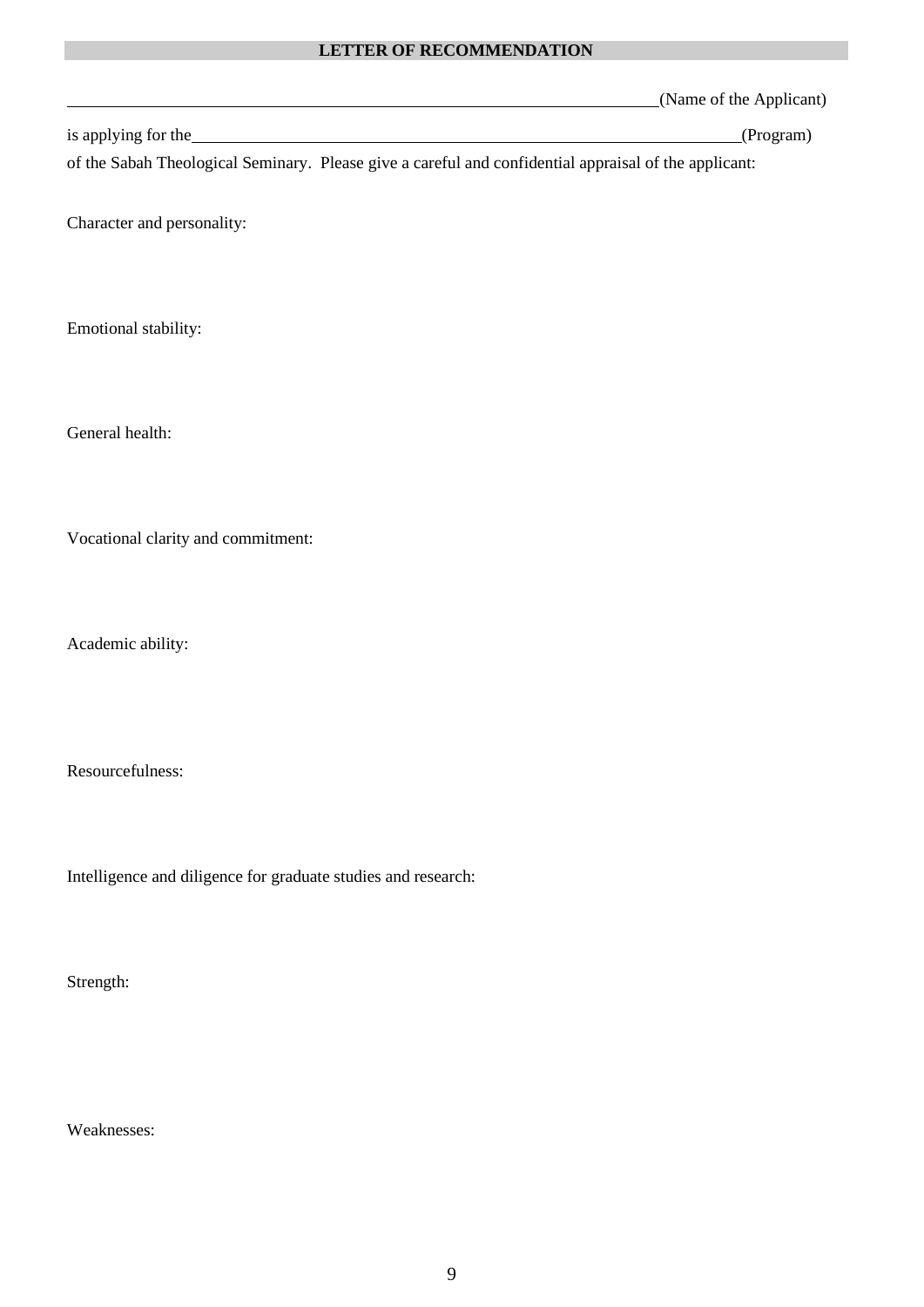## LETTER OF RECOMMENDATION

\_\_\_\_\_\_\_\_\_\_\_\_\_\_\_\_\_\_\_\_\_\_\_\_\_\_\_\_\_\_\_\_\_\_\_\_\_\_\_\_\_\_\_\_\_\_\_\_\_\_\_\_\_\_\_\_\_\_\_\_\_\_(Name of the Applicant)

is applying for the\_\_\_\_\_\_\_\_\_\_\_\_\_\_\_\_\_\_\_\_\_\_\_\_\_\_\_\_\_\_\_\_\_\_\_\_\_\_\_\_\_\_\_\_\_\_\_\_\_\_\_\_\_\_\_\_\_\_(Program)

of the Sabah Theological Seminary. Please give a careful and confidential appraisal of the applicant:

Character and personality:

Emotional stability:

General health:

Vocational clarity and commitment:

Academic ability:

Resourcefulness:

Intelligence and diligence for graduate studies and research:

Strength:

Weaknesses: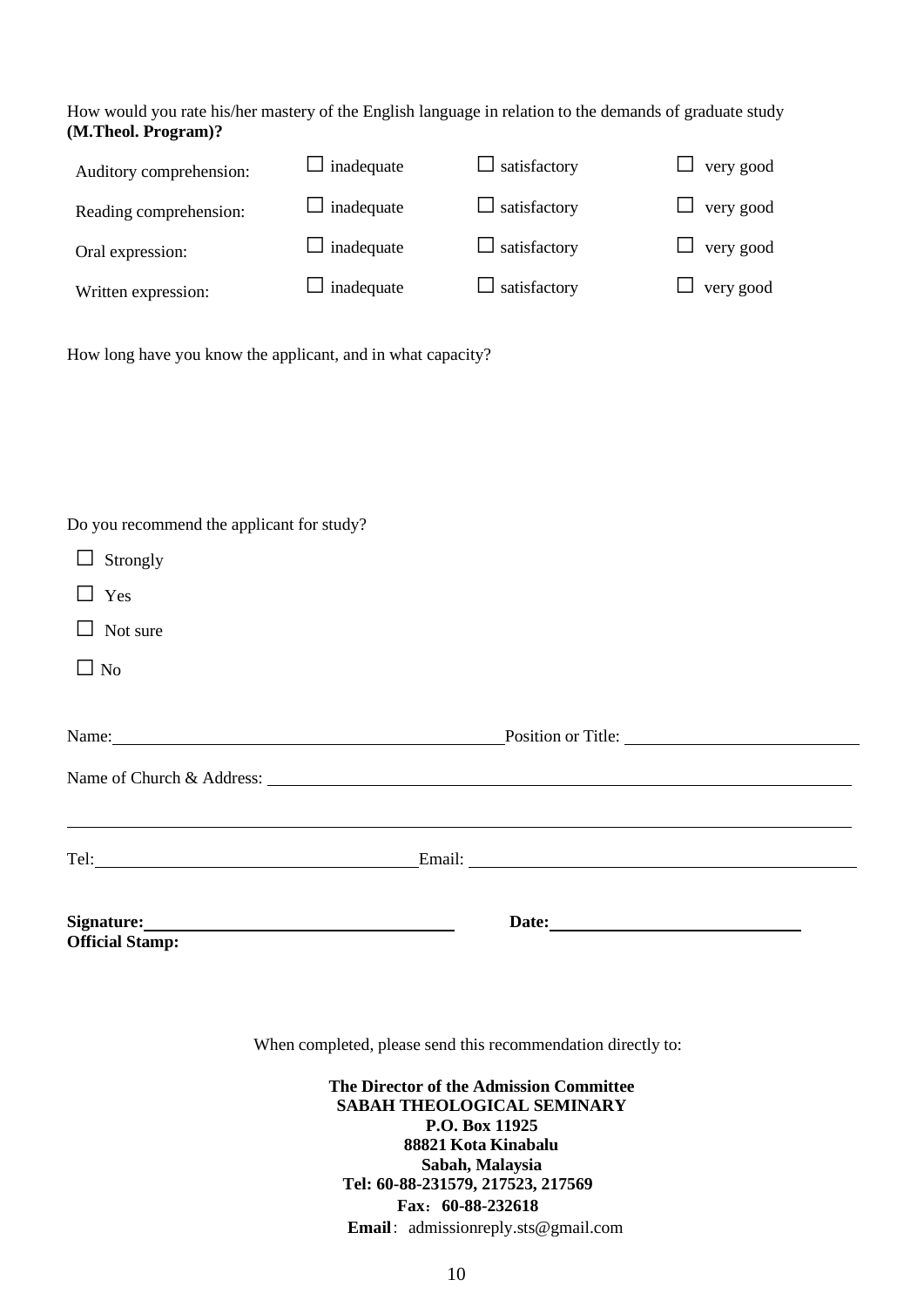How would you rate his/her mastery of the English language in relation to the demands of graduate study **(M.Theol. Program)?**

| | | | |
|---|---|---|---|
| Auditory comprehension: | ☐ inadequate | ☐ satisfactory | ☐ very good |
| Reading comprehension: | ☐ inadequate | ☐ satisfactory | ☐ very good |
| Oral expression: | ☐ inadequate | ☐ satisfactory | ☐ very good |
| Written expression: | ☐ inadequate | ☐ satisfactory | ☐ very good |

How long have you know the applicant, and in what capacity?

Do you recommend the applicant for study?

☐ Strongly

☐ Yes

☐ Not sure

☐ No

Name:\_\_\_\_\_\_\_\_\_\_\_\_\_\_\_\_\_\_\_\_\_\_\_\_\_\_\_\_ Position or Title: \_\_\_\_\_\_\_\_\_\_\_\_\_\_\_\_\_\_\_\_

Name of Church & Address: \_\_\_\_\_\_\_\_\_\_\_\_\_\_\_\_\_\_\_\_\_\_\_\_\_\_\_\_\_\_\_\_\_\_\_\_\_\_\_\_\_\_

\_\_\_\_\_\_\_\_\_\_\_\_\_\_\_\_\_\_\_\_\_\_\_\_\_\_\_\_\_\_\_\_\_\_\_\_\_\_\_\_\_\_\_\_\_\_\_\_\_\_\_\_\_\_\_\_\_\_\_\_\_\_\_\_\_\_

Tel:\_\_\_\_\_\_\_\_\_\_\_\_\_\_\_\_\_\_\_\_\_\_\_\_ Email: \_\_\_\_\_\_\_\_\_\_\_\_\_\_\_\_\_\_\_\_\_\_\_\_\_\_\_\_\_\_

**Signature:**\_\_\_\_\_\_\_\_\_\_\_\_\_\_\_\_\_\_\_\_\_\_\_\_ **Date:**\_\_\_\_\_\_\_\_\_\_\_\_\_\_\_\_\_\_\_\_

**Official Stamp:**

When completed, please send this recommendation directly to:

**The Director of the Admission Committee**
**SABAH THEOLOGICAL SEMINARY**
**P.O. Box 11925**
**88821 Kota Kinabalu**
**Sabah, Malaysia**
**Tel: 60-88-231579, 217523, 217569**
**Fax：60-88-232618**
**Email**：admissionreply.sts@gmail.com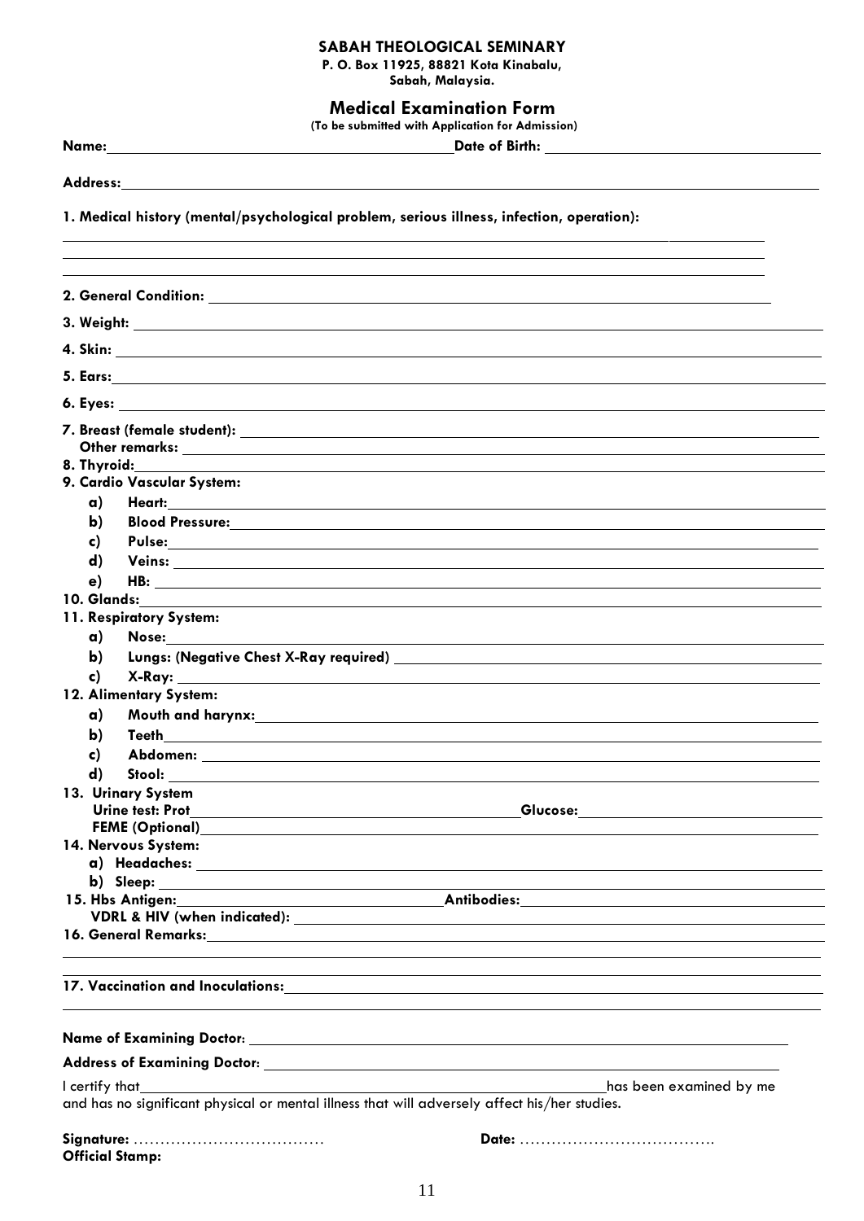**SABAH THEOLOGICAL SEMINARY**
**P. O. Box 11925, 88821 Kota Kinabalu,**
**Sabah, Malaysia.**

## Medical Examination Form

**(To be submitted with Application for Admission)**

**Name:** ______________________ **Date of Birth:** ______________________

**Address:** ______________________________________________

**1. Medical history (mental/psychological problem, serious illness, infection, operation):**

______________________________________________

______________________________________________

______________________________________________

**2. General Condition:** ______________________

**3. Weight:** ______________________

**4. Skin:** ______________________

**5. Ears:** ______________________

**6. Eyes:** ______________________

**7. Breast (female student):** ______________________

**Other remarks:** ______________________

**8. Thyroid:** ______________________

**9. Cardio Vascular System:**

- **a) Heart:** ______________________
- **b) Blood Pressure:** ______________________
- **c) Pulse:** ______________________
- **d) Veins:** ______________________
- **e) HB:** ______________________

**10. Glands:** ______________________

**11. Respiratory System:**

- **a) Nose:** ______________________
- **b) Lungs: (Negative Chest X-Ray required)** ______________________
- **c) X-Ray:** ______________________

**12. Alimentary System:**

- **a) Mouth and harynx:** ______________________
- **b) Teeth** ______________________
- **c) Abdomen:** ______________________
- **d) Stool:** ______________________

**13. Urinary System**

**Urine test: Prot** ______________________ **Glucose:** ______________________

**FEME (Optional)** ______________________

**14. Nervous System:**

- **a) Headaches:** ______________________
- **b) Sleep:** ______________________

**15. Hbs Antigen:** ______________________ **Antibodies:** ______________________

**VDRL & HIV (when indicated):** ______________________

**16. General Remarks:** ______________________

______________________________________________

**17. Vaccination and Inoculations:** ______________________

______________________________________________

**Name of Examining Doctor:** ______________________

**Address of Examining Doctor:** ______________________

I certify that ______________________ has been examined by me and has no significant physical or mental illness that will adversely affect his/her studies.

**Signature:** ………………………………… **Date:** ………………………………….

**Official Stamp:**